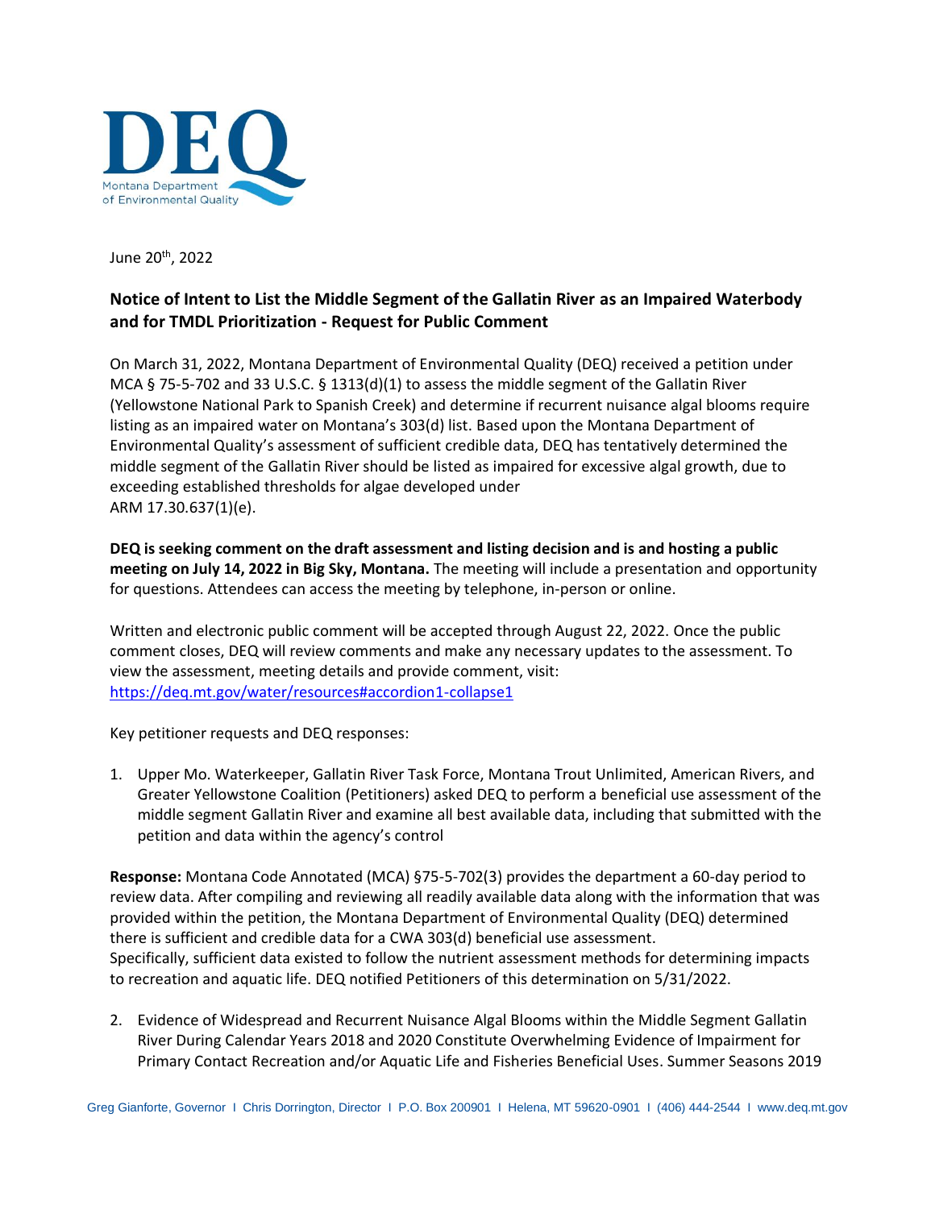DEQ

Montana Department of Environmental Quality

June 20th, 2022

**Notice of Intent to List the Middle Segment of the Gallatin River as an Impaired Waterbody and for TMDL Prioritization - Request for Public Comment**

On March 31, 2022, Montana Department of Environmental Quality (DEQ) received a petition under MCA § 75-5-702 and 33 U.S.C. § 1313(d)(1) to assess the middle segment of the Gallatin River (Yellowstone National Park to Spanish Creek) and determine if recurrent nuisance algal blooms require listing as an impaired water on Montana's 303(d) list. Based upon the Montana Department of Environmental Quality's assessment of sufficient credible data, DEQ has tentatively determined the middle segment of the Gallatin River should be listed as impaired for excessive algal growth, due to exceeding established thresholds for algae developed under ARM 17.30.637(1)(e).

**DEQ is seeking comment on the draft assessment and listing decision and is and hosting a public meeting on July 14, 2022 in Big Sky, Montana.** The meeting will include a presentation and opportunity for questions. Attendees can access the meeting by telephone, in-person or online.

Written and electronic public comment will be accepted through August 22, 2022. Once the public comment closes, DEQ will review comments and make any necessary updates to the assessment. To view the assessment, meeting details and provide comment, visit: [https://deq.mt.gov/water/resources#accordion1-collapse1](https://deq.mt.gov/water/resources#accordion1-collapse1)

Key petitioner requests and DEQ responses:

1. Upper Mo. Waterkeeper, Gallatin River Task Force, Montana Trout Unlimited, American Rivers, and Greater Yellowstone Coalition (Petitioners) asked DEQ to perform a beneficial use assessment of the middle segment Gallatin River and examine all best available data, including that submitted with the petition and data within the agency's control

**Response:** Montana Code Annotated (MCA) §75-5-702(3) provides the department a 60-day period to review data. After compiling and reviewing all readily available data along with the information that was provided within the petition, the Montana Department of Environmental Quality (DEQ) determined there is sufficient and credible data for a CWA 303(d) beneficial use assessment. Specifically, sufficient data existed to follow the nutrient assessment methods for determining impacts to recreation and aquatic life. DEQ notified Petitioners of this determination on 5/31/2022.

2. Evidence of Widespread and Recurrent Nuisance Algal Blooms within the Middle Segment Gallatin River During Calendar Years 2018 and 2020 Constitute Overwhelming Evidence of Impairment for Primary Contact Recreation and/or Aquatic Life and Fisheries Beneficial Uses. Summer Seasons 2019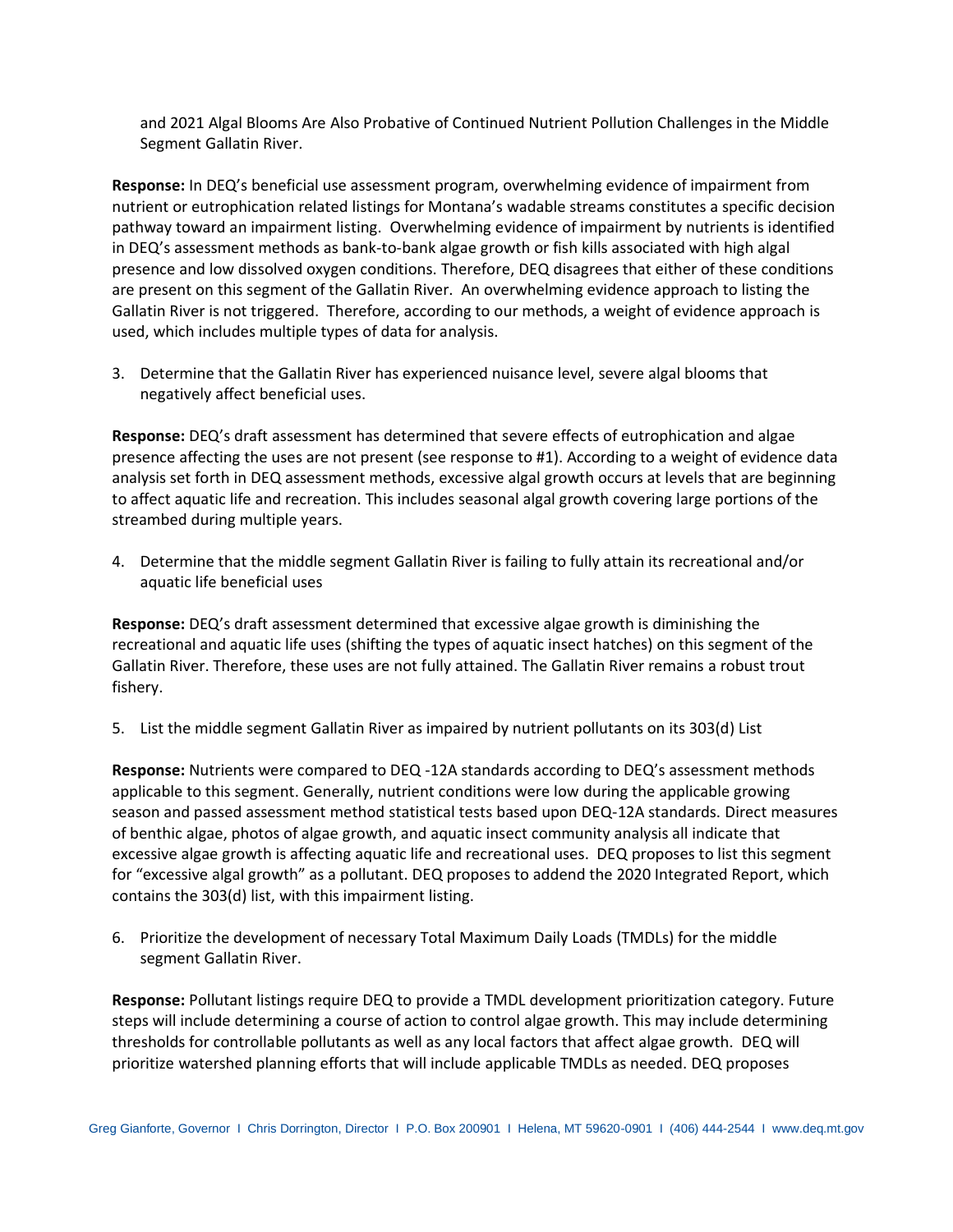and 2021 Algal Blooms Are Also Probative of Continued Nutrient Pollution Challenges in the Middle Segment Gallatin River.

**Response:** In DEQ's beneficial use assessment program, overwhelming evidence of impairment from nutrient or eutrophication related listings for Montana's wadable streams constitutes a specific decision pathway toward an impairment listing. Overwhelming evidence of impairment by nutrients is identified in DEQ's assessment methods as bank-to-bank algae growth or fish kills associated with high algal presence and low dissolved oxygen conditions. Therefore, DEQ disagrees that either of these conditions are present on this segment of the Gallatin River. An overwhelming evidence approach to listing the Gallatin River is not triggered. Therefore, according to our methods, a weight of evidence approach is used, which includes multiple types of data for analysis.

3. Determine that the Gallatin River has experienced nuisance level, severe algal blooms that negatively affect beneficial uses.

**Response:** DEQ's draft assessment has determined that severe effects of eutrophication and algae presence affecting the uses are not present (see response to #1). According to a weight of evidence data analysis set forth in DEQ assessment methods, excessive algal growth occurs at levels that are beginning to affect aquatic life and recreation. This includes seasonal algal growth covering large portions of the streambed during multiple years.

4. Determine that the middle segment Gallatin River is failing to fully attain its recreational and/or aquatic life beneficial uses

**Response:** DEQ's draft assessment determined that excessive algae growth is diminishing the recreational and aquatic life uses (shifting the types of aquatic insect hatches) on this segment of the Gallatin River. Therefore, these uses are not fully attained. The Gallatin River remains a robust trout fishery.

5. List the middle segment Gallatin River as impaired by nutrient pollutants on its 303(d) List

**Response:** Nutrients were compared to DEQ -12A standards according to DEQ's assessment methods applicable to this segment. Generally, nutrient conditions were low during the applicable growing season and passed assessment method statistical tests based upon DEQ-12A standards. Direct measures of benthic algae, photos of algae growth, and aquatic insect community analysis all indicate that excessive algae growth is affecting aquatic life and recreational uses. DEQ proposes to list this segment for "excessive algal growth" as a pollutant. DEQ proposes to addend the 2020 Integrated Report, which contains the 303(d) list, with this impairment listing.

6. Prioritize the development of necessary Total Maximum Daily Loads (TMDLs) for the middle segment Gallatin River.

**Response:** Pollutant listings require DEQ to provide a TMDL development prioritization category. Future steps will include determining a course of action to control algae growth. This may include determining thresholds for controllable pollutants as well as any local factors that affect algae growth. DEQ will prioritize watershed planning efforts that will include applicable TMDLs as needed. DEQ proposes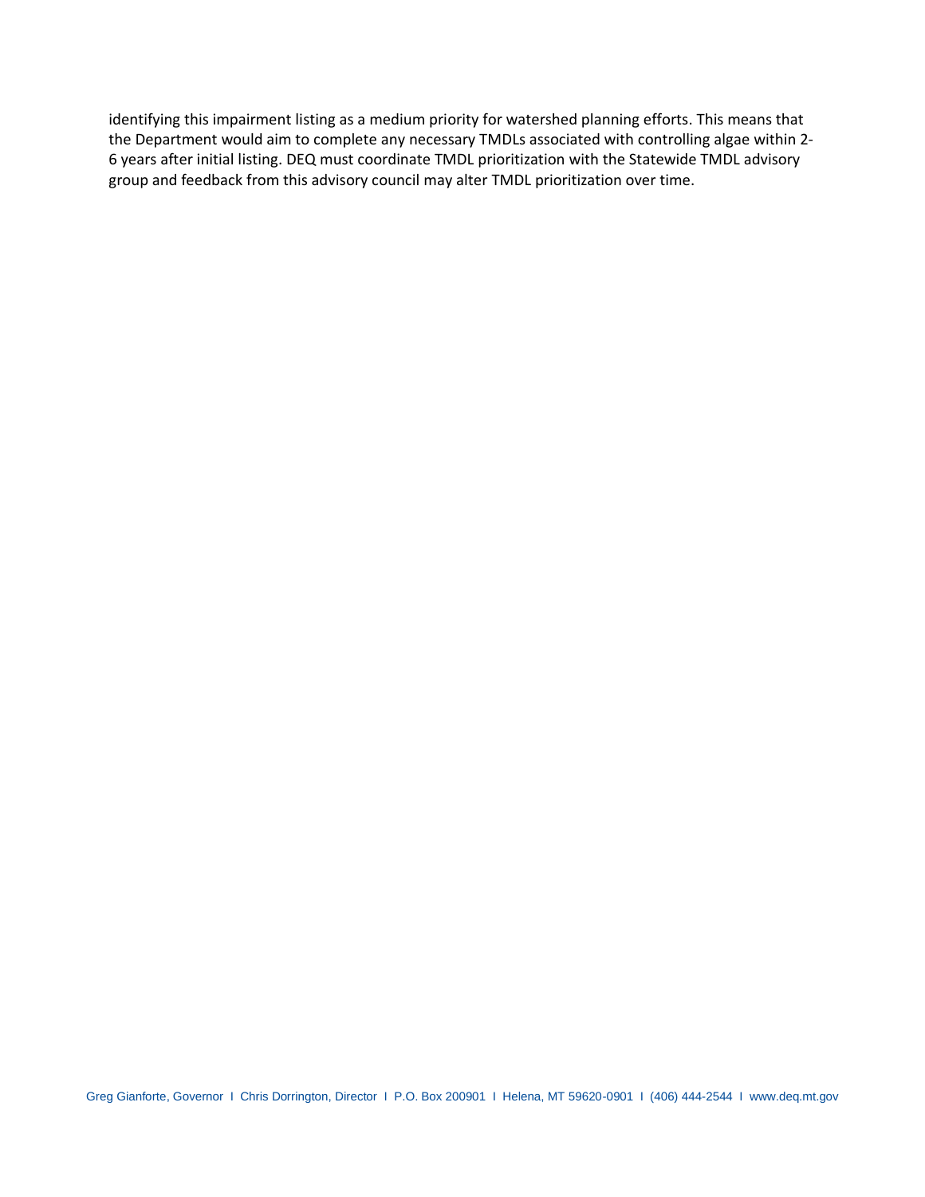identifying this impairment listing as a medium priority for watershed planning efforts. This means that the Department would aim to complete any necessary TMDLs associated with controlling algae within 2-6 years after initial listing. DEQ must coordinate TMDL prioritization with the Statewide TMDL advisory group and feedback from this advisory council may alter TMDL prioritization over time.